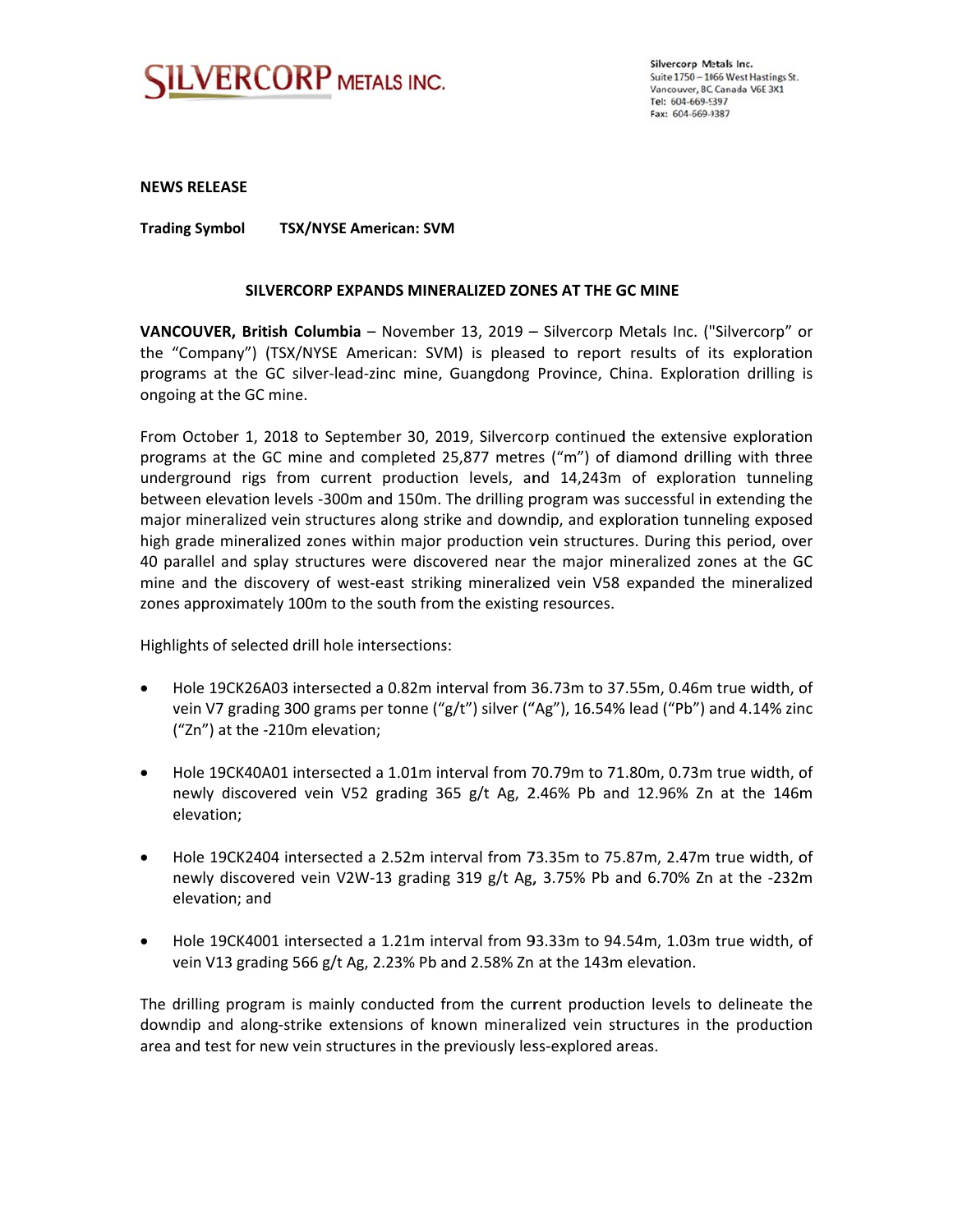**SILVERCORP METALS INC.**

Silvercorp Metals Inc.
Suite 1750 – 1066 West Hastings St.
Vancouver, BC Canada V6E 3X1
Tel: 604-669-9397
Fax: 604-669-9387

**NEWS RELEASE**

**Trading Symbol TSX/NYSE American: SVM**

## SILVERCORP EXPANDS MINERALIZED ZONES AT THE GC MINE

**VANCOUVER, British Columbia** – November 13, 2019 – Silvercorp Metals Inc. ("Silvercorp" or the "Company") (TSX/NYSE American: SVM) is pleased to report results of its exploration programs at the GC silver-lead-zinc mine, Guangdong Province, China. Exploration drilling is ongoing at the GC mine.

From October 1, 2018 to September 30, 2019, Silvercorp continued the extensive exploration programs at the GC mine and completed 25,877 metres ("m") of diamond drilling with three underground rigs from current production levels, and 14,243m of exploration tunneling between elevation levels -300m and 150m. The drilling program was successful in extending the major mineralized vein structures along strike and downdip, and exploration tunneling exposed high grade mineralized zones within major production vein structures. During this period, over 40 parallel and splay structures were discovered near the major mineralized zones at the GC mine and the discovery of west-east striking mineralized vein V58 expanded the mineralized zones approximately 100m to the south from the existing resources.

Highlights of selected drill hole intersections:

- Hole 19CK26A03 intersected a 0.82m interval from 36.73m to 37.55m, 0.46m true width, of vein V7 grading 300 grams per tonne ("g/t") silver ("Ag"), 16.54% lead ("Pb") and 4.14% zinc ("Zn") at the -210m elevation;

- Hole 19CK40A01 intersected a 1.01m interval from 70.79m to 71.80m, 0.73m true width, of newly discovered vein V52 grading 365 g/t Ag, 2.46% Pb and 12.96% Zn at the 146m elevation;

- Hole 19CK2404 intersected a 2.52m interval from 73.35m to 75.87m, 2.47m true width, of newly discovered vein V2W-13 grading 319 g/t Ag, 3.75% Pb and 6.70% Zn at the -232m elevation; and

- Hole 19CK4001 intersected a 1.21m interval from 93.33m to 94.54m, 1.03m true width, of vein V13 grading 566 g/t Ag, 2.23% Pb and 2.58% Zn at the 143m elevation.

The drilling program is mainly conducted from the current production levels to delineate the downdip and along-strike extensions of known mineralized vein structures in the production area and test for new vein structures in the previously less-explored areas.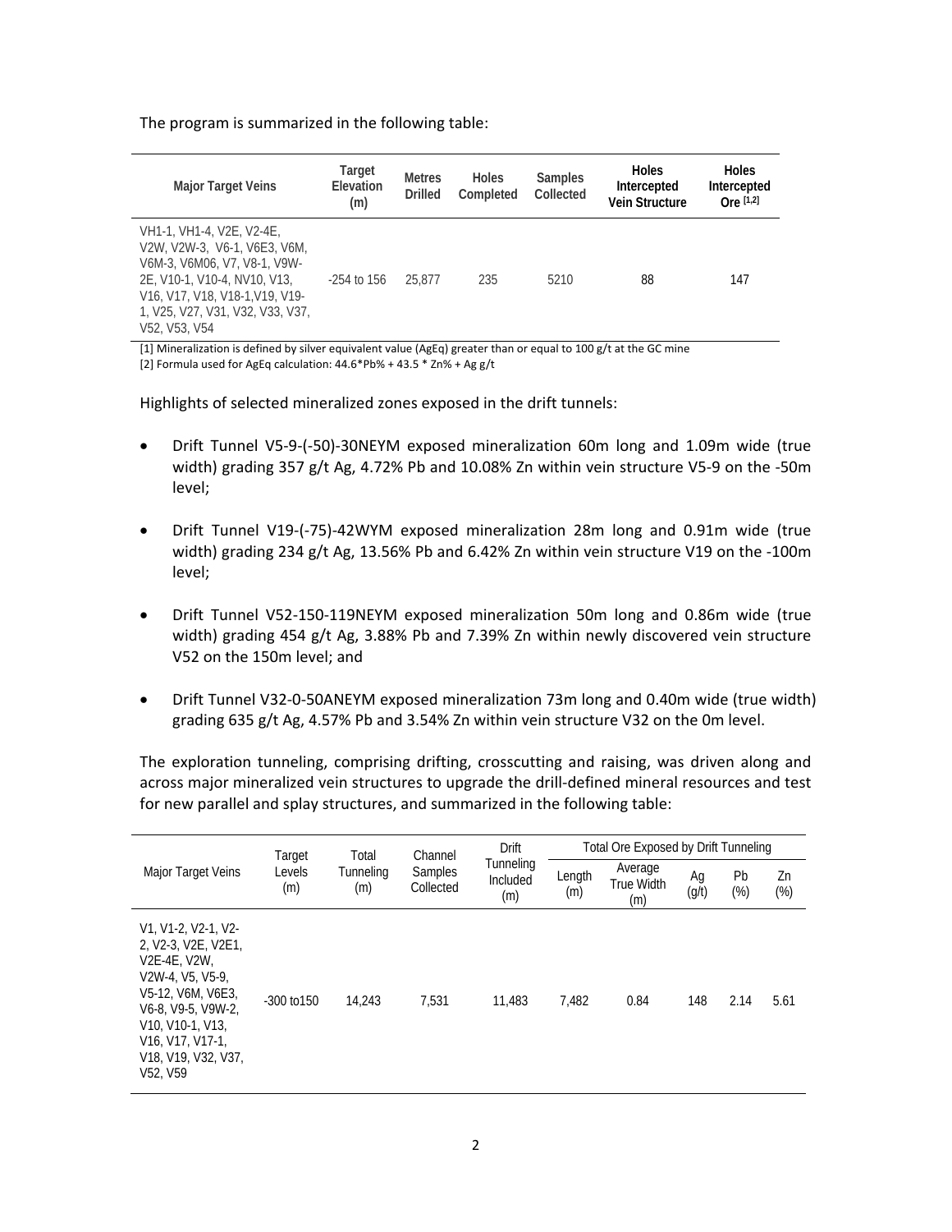The program is summarized in the following table:

| Major Target Veins | Target Elevation (m) | Metres Drilled | Holes Completed | Samples Collected | Holes Intercepted Vein Structure | Holes Intercepted Ore [1,2] |
|---|---|---|---|---|---|---|
| VH1-1, VH1-4, V2E, V2-4E, V2W, V2W-3, V6-1, V6E3, V6M, V6M-3, V6M06, V7, V8-1, V9W-2E, V10-1, V10-4, NV10, V13, V16, V17, V18, V18-1,V19, V19-1, V25, V27, V31, V32, V33, V37, V52, V53, V54 | -254 to 156 | 25,877 | 235 | 5210 | 88 | 147 |

[1] Mineralization is defined by silver equivalent value (AgEq) greater than or equal to 100 g/t at the GC mine
[2] Formula used for AgEq calculation: 44.6*Pb% + 43.5 * Zn% + Ag g/t

Highlights of selected mineralized zones exposed in the drift tunnels:

- Drift Tunnel V5-9-(-50)-30NEYM exposed mineralization 60m long and 1.09m wide (true width) grading 357 g/t Ag, 4.72% Pb and 10.08% Zn within vein structure V5-9 on the -50m level;
- Drift Tunnel V19-(-75)-42WYM exposed mineralization 28m long and 0.91m wide (true width) grading 234 g/t Ag, 13.56% Pb and 6.42% Zn within vein structure V19 on the -100m level;
- Drift Tunnel V52-150-119NEYM exposed mineralization 50m long and 0.86m wide (true width) grading 454 g/t Ag, 3.88% Pb and 7.39% Zn within newly discovered vein structure V52 on the 150m level; and
- Drift Tunnel V32-0-50ANEYM exposed mineralization 73m long and 0.40m wide (true width) grading 635 g/t Ag, 4.57% Pb and 3.54% Zn within vein structure V32 on the 0m level.

The exploration tunneling, comprising drifting, crosscutting and raising, was driven along and across major mineralized vein structures to upgrade the drill-defined mineral resources and test for new parallel and splay structures, and summarized in the following table:

| Major Target Veins | Target Levels (m) | Total Tunneling (m) | Channel Samples Collected | Drift Tunneling Included (m) | Total Ore Exposed by Drift Tunneling | | | | |
|---|---|---|---|---|---|---|---|---|---|
| | | | | | Length (m) | Average True Width (m) | Ag (g/t) | Pb (%) | Zn (%) |
| V1, V1-2, V2-1, V2-2, V2-3, V2E, V2E1, V2E-4E, V2W, V2W-4, V5, V5-9, V5-12, V6M, V6E3, V6-8, V9-5, V9W-2, V10, V10-1, V13, V16, V17, V17-1, V18, V19, V32, V37, V52, V59 | -300 to150 | 14,243 | 7,531 | 11,483 | 7,482 | 0.84 | 148 | 2.14 | 5.61 |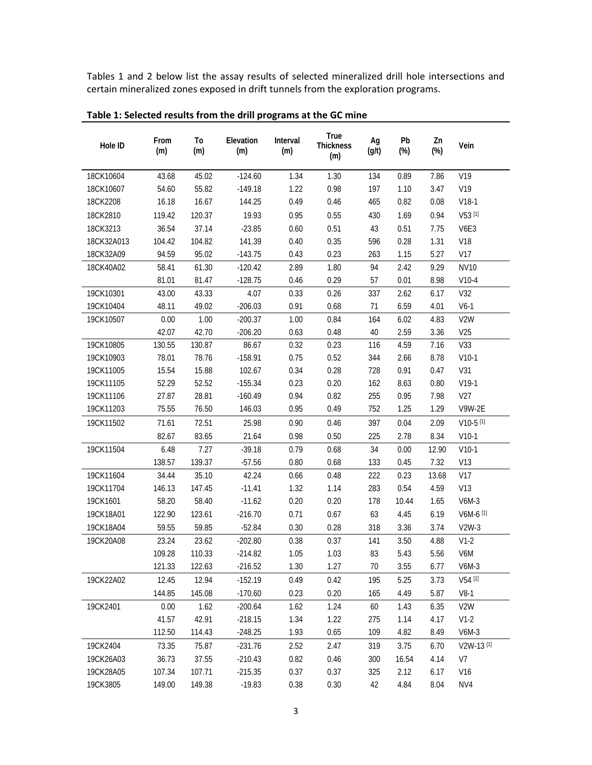Tables 1 and 2 below list the assay results of selected mineralized drill hole intersections and certain mineralized zones exposed in drift tunnels from the exploration programs.

**Table 1: Selected results from the drill programs at the GC mine**

| Hole ID | From (m) | To (m) | Elevation (m) | Interval (m) | True Thickness (m) | Ag (g/t) | Pb (%) | Zn (%) | Vein |
|---|---|---|---|---|---|---|---|---|---|
| 18CK10604 | 43.68 | 45.02 | -124.60 | 1.34 | 1.30 | 134 | 0.89 | 7.86 | V19 |
| 18CK10607 | 54.60 | 55.82 | -149.18 | 1.22 | 0.98 | 197 | 1.10 | 3.47 | V19 |
| 18CK2208 | 16.18 | 16.67 | 144.25 | 0.49 | 0.46 | 465 | 0.82 | 0.08 | V18-1 |
| 18CK2810 | 119.42 | 120.37 | 19.93 | 0.95 | 0.55 | 430 | 1.69 | 0.94 | V53 [1] |
| 18CK3213 | 36.54 | 37.14 | -23.85 | 0.60 | 0.51 | 43 | 0.51 | 7.75 | V6E3 |
| 18CK32A013 | 104.42 | 104.82 | 141.39 | 0.40 | 0.35 | 596 | 0.28 | 1.31 | V18 |
| 18CK32A09 | 94.59 | 95.02 | -143.75 | 0.43 | 0.23 | 263 | 1.15 | 5.27 | V17 |
| 18CK40A02 | 58.41 | 61.30 | -120.42 | 2.89 | 1.80 | 94 | 2.42 | 9.29 | NV10 |
| | 81.01 | 81.47 | -128.75 | 0.46 | 0.29 | 57 | 0.01 | 8.98 | V10-4 |
| 19CK10301 | 43.00 | 43.33 | 4.07 | 0.33 | 0.26 | 337 | 2.62 | 6.17 | V32 |
| 19CK10404 | 48.11 | 49.02 | -206.03 | 0.91 | 0.68 | 71 | 6.59 | 4.01 | V6-1 |
| 19CK10507 | 0.00 | 1.00 | -200.37 | 1.00 | 0.84 | 164 | 6.02 | 4.83 | V2W |
| | 42.07 | 42.70 | -206.20 | 0.63 | 0.48 | 40 | 2.59 | 3.36 | V25 |
| 19CK10805 | 130.55 | 130.87 | 86.67 | 0.32 | 0.23 | 116 | 4.59 | 7.16 | V33 |
| 19CK10903 | 78.01 | 78.76 | -158.91 | 0.75 | 0.52 | 344 | 2.66 | 8.78 | V10-1 |
| 19CK11005 | 15.54 | 15.88 | 102.67 | 0.34 | 0.28 | 728 | 0.91 | 0.47 | V31 |
| 19CK11105 | 52.29 | 52.52 | -155.34 | 0.23 | 0.20 | 162 | 8.63 | 0.80 | V19-1 |
| 19CK11106 | 27.87 | 28.81 | -160.49 | 0.94 | 0.82 | 255 | 0.95 | 7.98 | V27 |
| 19CK11203 | 75.55 | 76.50 | 146.03 | 0.95 | 0.49 | 752 | 1.25 | 1.29 | V9W-2E |
| 19CK11502 | 71.61 | 72.51 | 25.98 | 0.90 | 0.46 | 397 | 0.04 | 2.09 | V10-5 [1] |
| | 82.67 | 83.65 | 21.64 | 0.98 | 0.50 | 225 | 2.78 | 8.34 | V10-1 |
| 19CK11504 | 6.48 | 7.27 | -39.18 | 0.79 | 0.68 | 34 | 0.00 | 12.90 | V10-1 |
| | 138.57 | 139.37 | -57.56 | 0.80 | 0.68 | 133 | 0.45 | 7.32 | V13 |
| 19CK11604 | 34.44 | 35.10 | 42.24 | 0.66 | 0.48 | 222 | 0.23 | 13.68 | V17 |
| 19CK11704 | 146.13 | 147.45 | -11.41 | 1.32 | 1.14 | 283 | 0.54 | 4.59 | V13 |
| 19CK1601 | 58.20 | 58.40 | -11.62 | 0.20 | 0.20 | 178 | 10.44 | 1.65 | V6M-3 |
| 19CK18A01 | 122.90 | 123.61 | -216.70 | 0.71 | 0.67 | 63 | 4.45 | 6.19 | V6M-6 [1] |
| 19CK18A04 | 59.55 | 59.85 | -52.84 | 0.30 | 0.28 | 318 | 3.36 | 3.74 | V2W-3 |
| 19CK20A08 | 23.24 | 23.62 | -202.80 | 0.38 | 0.37 | 141 | 3.50 | 4.88 | V1-2 |
| | 109.28 | 110.33 | -214.82 | 1.05 | 1.03 | 83 | 5.43 | 5.56 | V6M |
| | 121.33 | 122.63 | -216.52 | 1.30 | 1.27 | 70 | 3.55 | 6.77 | V6M-3 |
| 19CK22A02 | 12.45 | 12.94 | -152.19 | 0.49 | 0.42 | 195 | 5.25 | 3.73 | V54 [1] |
| | 144.85 | 145.08 | -170.60 | 0.23 | 0.20 | 165 | 4.49 | 5.87 | V8-1 |
| 19CK2401 | 0.00 | 1.62 | -200.64 | 1.62 | 1.24 | 60 | 1.43 | 6.35 | V2W |
| | 41.57 | 42.91 | -218.15 | 1.34 | 1.22 | 275 | 1.14 | 4.17 | V1-2 |
| | 112.50 | 114.43 | -248.25 | 1.93 | 0.65 | 109 | 4.82 | 8.49 | V6M-3 |
| 19CK2404 | 73.35 | 75.87 | -231.76 | 2.52 | 2.47 | 319 | 3.75 | 6.70 | V2W-13 [1] |
| 19CK26A03 | 36.73 | 37.55 | -210.43 | 0.82 | 0.46 | 300 | 16.54 | 4.14 | V7 |
| 19CK28A05 | 107.34 | 107.71 | -215.35 | 0.37 | 0.37 | 325 | 2.12 | 6.17 | V16 |
| 19CK3805 | 149.00 | 149.38 | -19.83 | 0.38 | 0.30 | 42 | 4.84 | 8.04 | NV4 |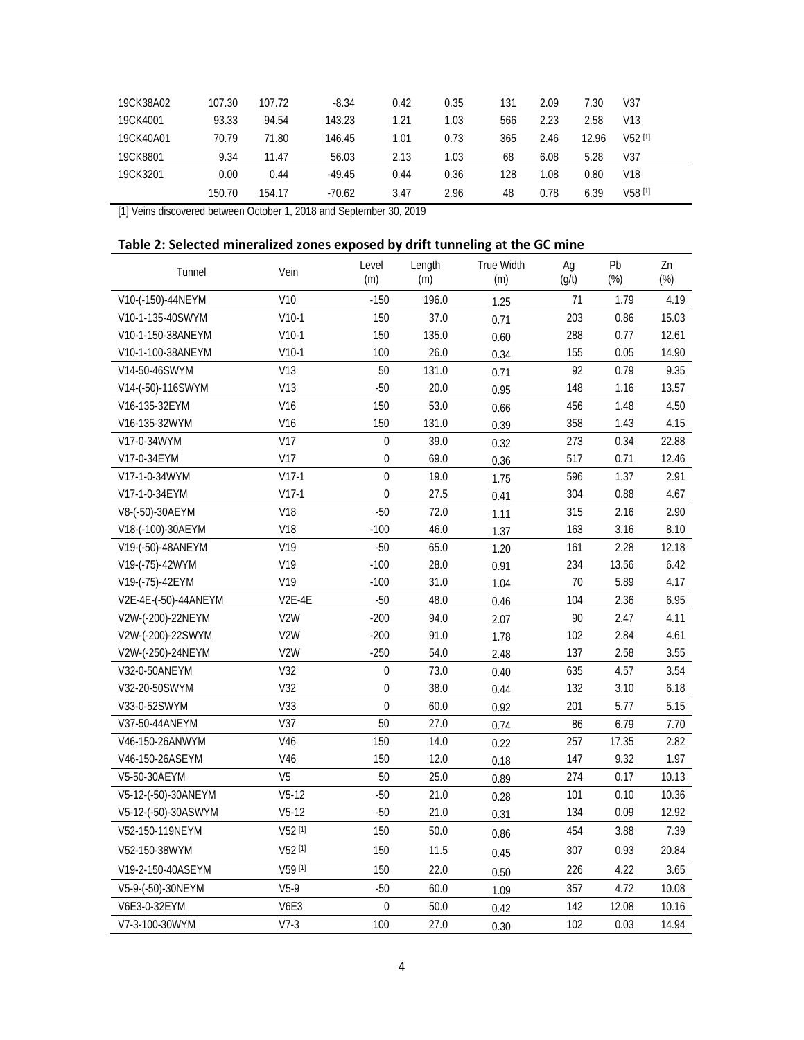| | | | | | | | | | |
|---|---|---|---|---|---|---|---|---|---|
| 19CK38A02 | 107.30 | 107.72 | -8.34 | 0.42 | 0.35 | 131 | 2.09 | 7.30 | V37 |
| 19CK4001 | 93.33 | 94.54 | 143.23 | 1.21 | 1.03 | 566 | 2.23 | 2.58 | V13 |
| 19CK40A01 | 70.79 | 71.80 | 146.45 | 1.01 | 0.73 | 365 | 2.46 | 12.96 | V52 [1] |
| 19CK8801 | 9.34 | 11.47 | 56.03 | 2.13 | 1.03 | 68 | 6.08 | 5.28 | V37 |
| 19CK3201 | 0.00 | 0.44 | -49.45 | 0.44 | 0.36 | 128 | 1.08 | 0.80 | V18 |
| | 150.70 | 154.17 | -70.62 | 3.47 | 2.96 | 48 | 0.78 | 6.39 | V58 [1] |

[1] Veins discovered between October 1, 2018 and September 30, 2019

**Table 2: Selected mineralized zones exposed by drift tunneling at the GC mine**

| Tunnel | Vein | Level (m) | Length (m) | True Width (m) | Ag (g/t) | Pb (%) | Zn (%) |
|---|---|---|---|---|---|---|---|
| V10-(-150)-44NEYM | V10 | -150 | 196.0 | 1.25 | 71 | 1.79 | 4.19 |
| V10-1-135-40SWYM | V10-1 | 150 | 37.0 | 0.71 | 203 | 0.86 | 15.03 |
| V10-1-150-38ANEYM | V10-1 | 150 | 135.0 | 0.60 | 288 | 0.77 | 12.61 |
| V10-1-100-38ANEYM | V10-1 | 100 | 26.0 | 0.34 | 155 | 0.05 | 14.90 |
| V14-50-46SWYM | V13 | 50 | 131.0 | 0.71 | 92 | 0.79 | 9.35 |
| V14-(-50)-116SWYM | V13 | -50 | 20.0 | 0.95 | 148 | 1.16 | 13.57 |
| V16-135-32EYM | V16 | 150 | 53.0 | 0.66 | 456 | 1.48 | 4.50 |
| V16-135-32WYM | V16 | 150 | 131.0 | 0.39 | 358 | 1.43 | 4.15 |
| V17-0-34WYM | V17 | 0 | 39.0 | 0.32 | 273 | 0.34 | 22.88 |
| V17-0-34EYM | V17 | 0 | 69.0 | 0.36 | 517 | 0.71 | 12.46 |
| V17-1-0-34WYM | V17-1 | 0 | 19.0 | 1.75 | 596 | 1.37 | 2.91 |
| V17-1-0-34EYM | V17-1 | 0 | 27.5 | 0.41 | 304 | 0.88 | 4.67 |
| V8-(-50)-30AEYM | V18 | -50 | 72.0 | 1.11 | 315 | 2.16 | 2.90 |
| V18-(-100)-30AEYM | V18 | -100 | 46.0 | 1.37 | 163 | 3.16 | 8.10 |
| V19-(-50)-48ANEYM | V19 | -50 | 65.0 | 1.20 | 161 | 2.28 | 12.18 |
| V19-(-75)-42WYM | V19 | -100 | 28.0 | 0.91 | 234 | 13.56 | 6.42 |
| V19-(-75)-42EYM | V19 | -100 | 31.0 | 1.04 | 70 | 5.89 | 4.17 |
| V2E-4E-(-50)-44ANEYM | V2E-4E | -50 | 48.0 | 0.46 | 104 | 2.36 | 6.95 |
| V2W-(-200)-22NEYM | V2W | -200 | 94.0 | 2.07 | 90 | 2.47 | 4.11 |
| V2W-(-200)-22SWYM | V2W | -200 | 91.0 | 1.78 | 102 | 2.84 | 4.61 |
| V2W-(-250)-24NEYM | V2W | -250 | 54.0 | 2.48 | 137 | 2.58 | 3.55 |
| V32-0-50ANEYM | V32 | 0 | 73.0 | 0.40 | 635 | 4.57 | 3.54 |
| V32-20-50SWYM | V32 | 0 | 38.0 | 0.44 | 132 | 3.10 | 6.18 |
| V33-0-52SWYM | V33 | 0 | 60.0 | 0.92 | 201 | 5.77 | 5.15 |
| V37-50-44ANEYM | V37 | 50 | 27.0 | 0.74 | 86 | 6.79 | 7.70 |
| V46-150-26ANWYM | V46 | 150 | 14.0 | 0.22 | 257 | 17.35 | 2.82 |
| V46-150-26ASEYM | V46 | 150 | 12.0 | 0.18 | 147 | 9.32 | 1.97 |
| V5-50-30AEYM | V5 | 50 | 25.0 | 0.89 | 274 | 0.17 | 10.13 |
| V5-12-(-50)-30ANEYM | V5-12 | -50 | 21.0 | 0.28 | 101 | 0.10 | 10.36 |
| V5-12-(-50)-30ASWYM | V5-12 | -50 | 21.0 | 0.31 | 134 | 0.09 | 12.92 |
| V52-150-119NEYM | V52 [1] | 150 | 50.0 | 0.86 | 454 | 3.88 | 7.39 |
| V52-150-38WYM | V52 [1] | 150 | 11.5 | 0.45 | 307 | 0.93 | 20.84 |
| V19-2-150-40ASEYM | V59 [1] | 150 | 22.0 | 0.50 | 226 | 4.22 | 3.65 |
| V5-9-(-50)-30NEYM | V5-9 | -50 | 60.0 | 1.09 | 357 | 4.72 | 10.08 |
| V6E3-0-32EYM | V6E3 | 0 | 50.0 | 0.42 | 142 | 12.08 | 10.16 |
| V7-3-100-30WYM | V7-3 | 100 | 27.0 | 0.30 | 102 | 0.03 | 14.94 |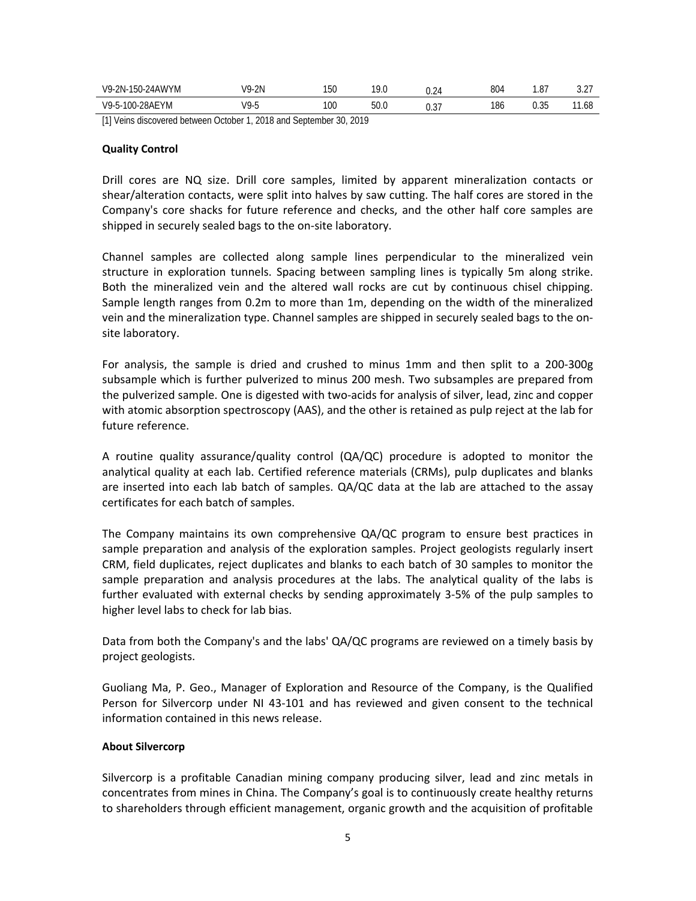| V9-2N-150-24AWYM | V9-2N | 150 | 19.0 | 0.24 | 804 | 1.87 | 3.27 |
|---|---|---|---|---|---|---|---|
| V9-5-100-28AEYM | V9-5 | 100 | 50.0 | 0.37 | 186 | 0.35 | 11.68 |

[1] Veins discovered between October 1, 2018 and September 30, 2019

**Quality Control**

Drill cores are NQ size. Drill core samples, limited by apparent mineralization contacts or shear/alteration contacts, were split into halves by saw cutting. The half cores are stored in the Company's core shacks for future reference and checks, and the other half core samples are shipped in securely sealed bags to the on-site laboratory.

Channel samples are collected along sample lines perpendicular to the mineralized vein structure in exploration tunnels. Spacing between sampling lines is typically 5m along strike. Both the mineralized vein and the altered wall rocks are cut by continuous chisel chipping. Sample length ranges from 0.2m to more than 1m, depending on the width of the mineralized vein and the mineralization type. Channel samples are shipped in securely sealed bags to the on-site laboratory.

For analysis, the sample is dried and crushed to minus 1mm and then split to a 200-300g subsample which is further pulverized to minus 200 mesh. Two subsamples are prepared from the pulverized sample. One is digested with two-acids for analysis of silver, lead, zinc and copper with atomic absorption spectroscopy (AAS), and the other is retained as pulp reject at the lab for future reference.

A routine quality assurance/quality control (QA/QC) procedure is adopted to monitor the analytical quality at each lab. Certified reference materials (CRMs), pulp duplicates and blanks are inserted into each lab batch of samples. QA/QC data at the lab are attached to the assay certificates for each batch of samples.

The Company maintains its own comprehensive QA/QC program to ensure best practices in sample preparation and analysis of the exploration samples. Project geologists regularly insert CRM, field duplicates, reject duplicates and blanks to each batch of 30 samples to monitor the sample preparation and analysis procedures at the labs. The analytical quality of the labs is further evaluated with external checks by sending approximately 3-5% of the pulp samples to higher level labs to check for lab bias.

Data from both the Company's and the labs' QA/QC programs are reviewed on a timely basis by project geologists.

Guoliang Ma, P. Geo., Manager of Exploration and Resource of the Company, is the Qualified Person for Silvercorp under NI 43-101 and has reviewed and given consent to the technical information contained in this news release.

**About Silvercorp**

Silvercorp is a profitable Canadian mining company producing silver, lead and zinc metals in concentrates from mines in China. The Company's goal is to continuously create healthy returns to shareholders through efficient management, organic growth and the acquisition of profitable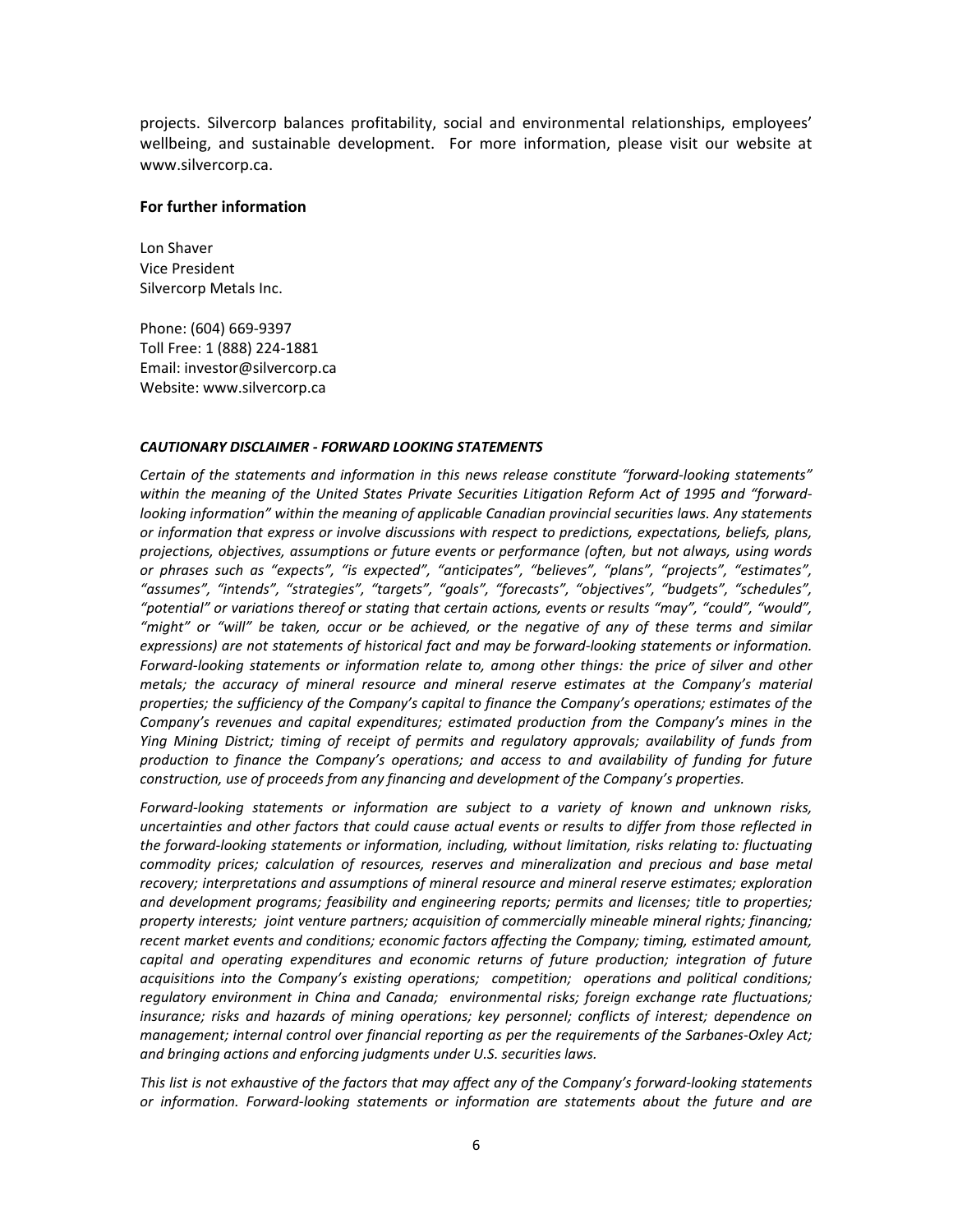projects. Silvercorp balances profitability, social and environmental relationships, employees' wellbeing, and sustainable development. For more information, please visit our website at www.silvercorp.ca.

**For further information**

Lon Shaver
Vice President
Silvercorp Metals Inc.

Phone: (604) 669-9397
Toll Free: 1 (888) 224-1881
Email: investor@silvercorp.ca
Website: www.silvercorp.ca

***CAUTIONARY DISCLAIMER - FORWARD LOOKING STATEMENTS***

*Certain of the statements and information in this news release constitute "forward-looking statements" within the meaning of the United States Private Securities Litigation Reform Act of 1995 and "forward-looking information" within the meaning of applicable Canadian provincial securities laws. Any statements or information that express or involve discussions with respect to predictions, expectations, beliefs, plans, projections, objectives, assumptions or future events or performance (often, but not always, using words or phrases such as "expects", "is expected", "anticipates", "believes", "plans", "projects", "estimates", "assumes", "intends", "strategies", "targets", "goals", "forecasts", "objectives", "budgets", "schedules", "potential" or variations thereof or stating that certain actions, events or results "may", "could", "would", "might" or "will" be taken, occur or be achieved, or the negative of any of these terms and similar expressions) are not statements of historical fact and may be forward-looking statements or information. Forward-looking statements or information relate to, among other things: the price of silver and other metals; the accuracy of mineral resource and mineral reserve estimates at the Company's material properties; the sufficiency of the Company's capital to finance the Company's operations; estimates of the Company's revenues and capital expenditures; estimated production from the Company's mines in the Ying Mining District; timing of receipt of permits and regulatory approvals; availability of funds from production to finance the Company's operations; and access to and availability of funding for future construction, use of proceeds from any financing and development of the Company's properties.*

*Forward-looking statements or information are subject to a variety of known and unknown risks, uncertainties and other factors that could cause actual events or results to differ from those reflected in the forward-looking statements or information, including, without limitation, risks relating to: fluctuating commodity prices; calculation of resources, reserves and mineralization and precious and base metal recovery; interpretations and assumptions of mineral resource and mineral reserve estimates; exploration and development programs; feasibility and engineering reports; permits and licenses; title to properties; property interests; joint venture partners; acquisition of commercially mineable mineral rights; financing; recent market events and conditions; economic factors affecting the Company; timing, estimated amount, capital and operating expenditures and economic returns of future production; integration of future acquisitions into the Company's existing operations; competition; operations and political conditions; regulatory environment in China and Canada; environmental risks; foreign exchange rate fluctuations; insurance; risks and hazards of mining operations; key personnel; conflicts of interest; dependence on management; internal control over financial reporting as per the requirements of the Sarbanes-Oxley Act; and bringing actions and enforcing judgments under U.S. securities laws.*

*This list is not exhaustive of the factors that may affect any of the Company's forward-looking statements or information. Forward-looking statements or information are statements about the future and are*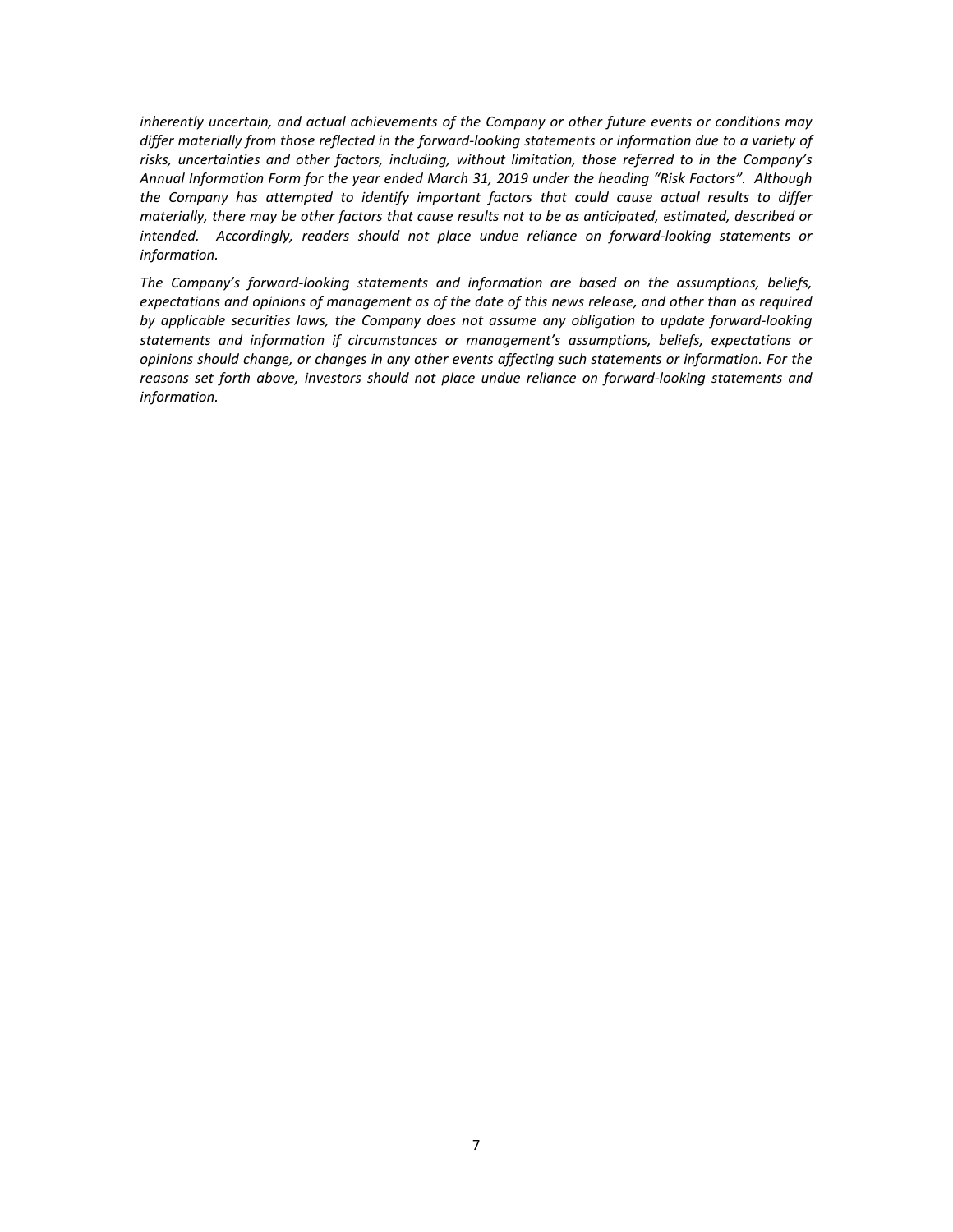*inherently uncertain, and actual achievements of the Company or other future events or conditions may differ materially from those reflected in the forward-looking statements or information due to a variety of risks, uncertainties and other factors, including, without limitation, those referred to in the Company's Annual Information Form for the year ended March 31, 2019 under the heading "Risk Factors". Although the Company has attempted to identify important factors that could cause actual results to differ materially, there may be other factors that cause results not to be as anticipated, estimated, described or intended. Accordingly, readers should not place undue reliance on forward-looking statements or information.*

*The Company's forward-looking statements and information are based on the assumptions, beliefs, expectations and opinions of management as of the date of this news release, and other than as required by applicable securities laws, the Company does not assume any obligation to update forward-looking statements and information if circumstances or management's assumptions, beliefs, expectations or opinions should change, or changes in any other events affecting such statements or information. For the reasons set forth above, investors should not place undue reliance on forward-looking statements and information.*